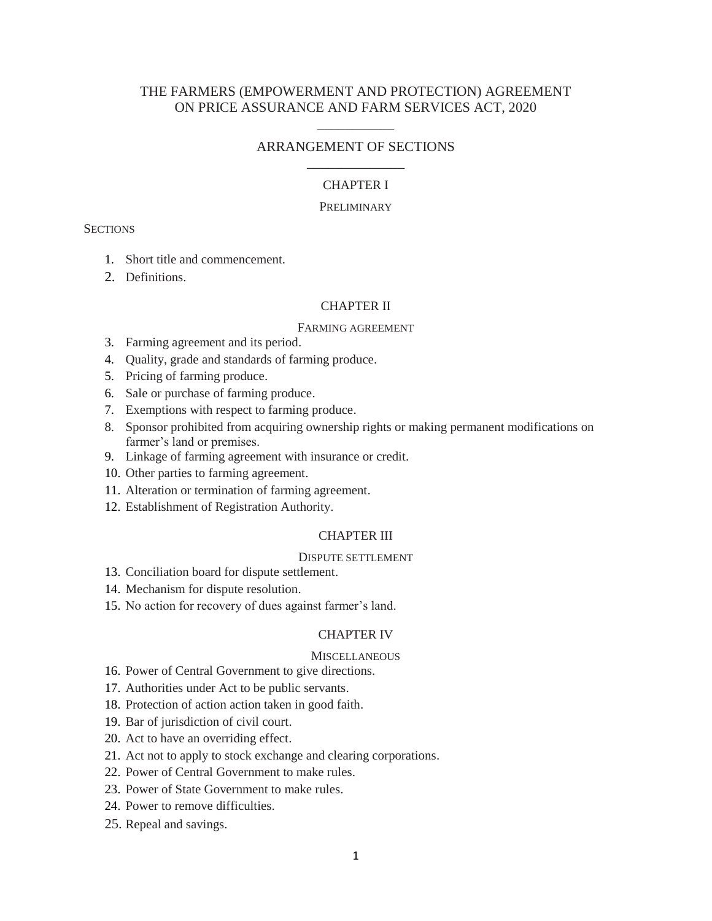# THE FARMERS (EMPOWERMENT AND PROTECTION) AGREEMENT ON PRICE ASSURANCE AND FARM SERVICES ACT, 2020

## ARRANGEMENT OF SECTIONS

### CHAPTER I

PRELIMINARY

SECTIONS

1. Short title and commencement.
2. Definitions.

### CHAPTER II

FARMING AGREEMENT

3. Farming agreement and its period.
4. Quality, grade and standards of farming produce.
5. Pricing of farming produce.
6. Sale or purchase of farming produce.
7. Exemptions with respect to farming produce.
8. Sponsor prohibited from acquiring ownership rights or making permanent modifications on farmer's land or premises.
9. Linkage of farming agreement with insurance or credit.
10. Other parties to farming agreement.
11. Alteration or termination of farming agreement.
12. Establishment of Registration Authority.

### CHAPTER III

DISPUTE SETTLEMENT

13. Conciliation board for dispute settlement.
14. Mechanism for dispute resolution.
15. No action for recovery of dues against farmer's land.

### CHAPTER IV

MISCELLANEOUS

16. Power of Central Government to give directions.
17. Authorities under Act to be public servants.
18. Protection of action action taken in good faith.
19. Bar of jurisdiction of civil court.
20. Act to have an overriding effect.
21. Act not to apply to stock exchange and clearing corporations.
22. Power of Central Government to make rules.
23. Power of State Government to make rules.
24. Power to remove difficulties.
25. Repeal and savings.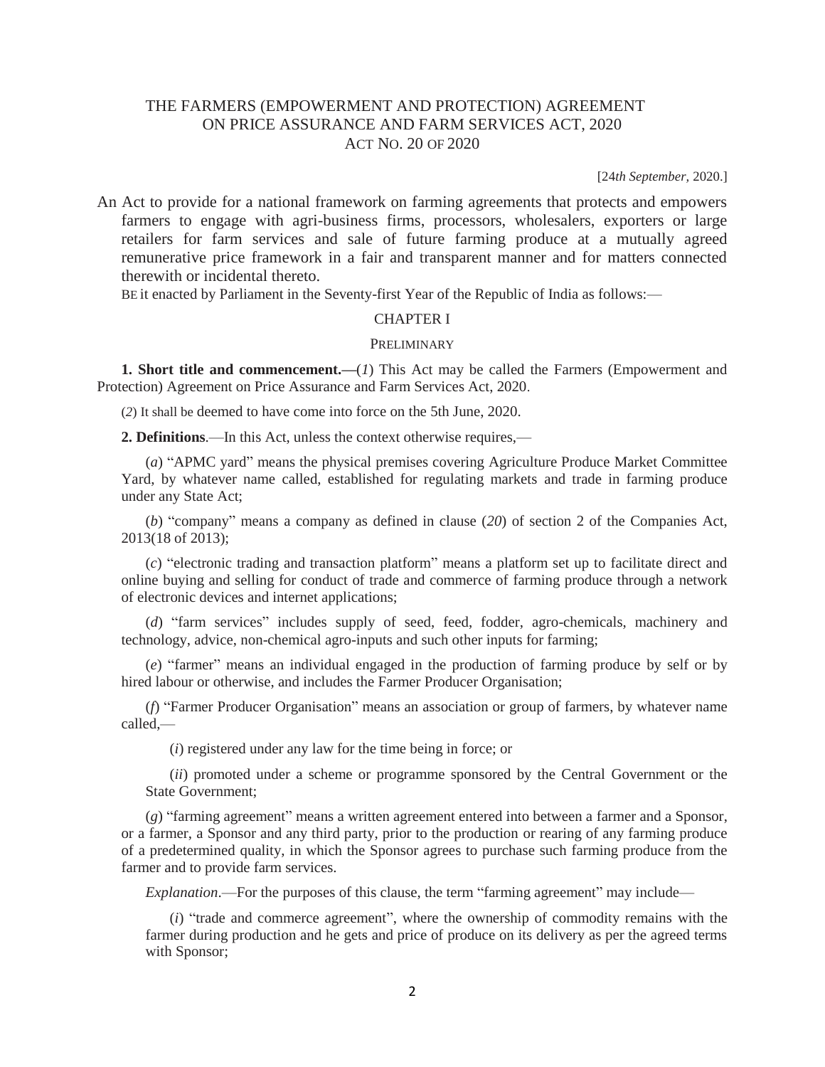# THE FARMERS (EMPOWERMENT AND PROTECTION) AGREEMENT ON PRICE ASSURANCE AND FARM SERVICES ACT, 2020

ACT NO. 20 OF 2020

[24*th September*, 2020.]

An Act to provide for a national framework on farming agreements that protects and empowers farmers to engage with agri-business firms, processors, wholesalers, exporters or large retailers for farm services and sale of future farming produce at a mutually agreed remunerative price framework in a fair and transparent manner and for matters connected therewith or incidental thereto.

BE it enacted by Parliament in the Seventy-first Year of the Republic of India as follows:—

## CHAPTER I

### PRELIMINARY

**1. Short title and commencement.—**(*1*) This Act may be called the Farmers (Empowerment and Protection) Agreement on Price Assurance and Farm Services Act, 2020.

(*2*) It shall be deemed to have come into force on the 5th June, 2020.

**2. Definitions**.—In this Act, unless the context otherwise requires,—

(*a*) "APMC yard" means the physical premises covering Agriculture Produce Market Committee Yard, by whatever name called, established for regulating markets and trade in farming produce under any State Act;

(*b*) "company" means a company as defined in clause (*20*) of section 2 of the Companies Act, 2013(18 of 2013);

(*c*) "electronic trading and transaction platform" means a platform set up to facilitate direct and online buying and selling for conduct of trade and commerce of farming produce through a network of electronic devices and internet applications;

(*d*) "farm services" includes supply of seed, feed, fodder, agro-chemicals, machinery and technology, advice, non-chemical agro-inputs and such other inputs for farming;

(*e*) "farmer" means an individual engaged in the production of farming produce by self or by hired labour or otherwise, and includes the Farmer Producer Organisation;

(*f*) "Farmer Producer Organisation" means an association or group of farmers, by whatever name called,—

(*i*) registered under any law for the time being in force; or

(*ii*) promoted under a scheme or programme sponsored by the Central Government or the State Government;

(*g*) "farming agreement" means a written agreement entered into between a farmer and a Sponsor, or a farmer, a Sponsor and any third party, prior to the production or rearing of any farming produce of a predetermined quality, in which the Sponsor agrees to purchase such farming produce from the farmer and to provide farm services.

*Explanation*.—For the purposes of this clause, the term "farming agreement" may include—

(*i*) "trade and commerce agreement", where the ownership of commodity remains with the farmer during production and he gets and price of produce on its delivery as per the agreed terms with Sponsor;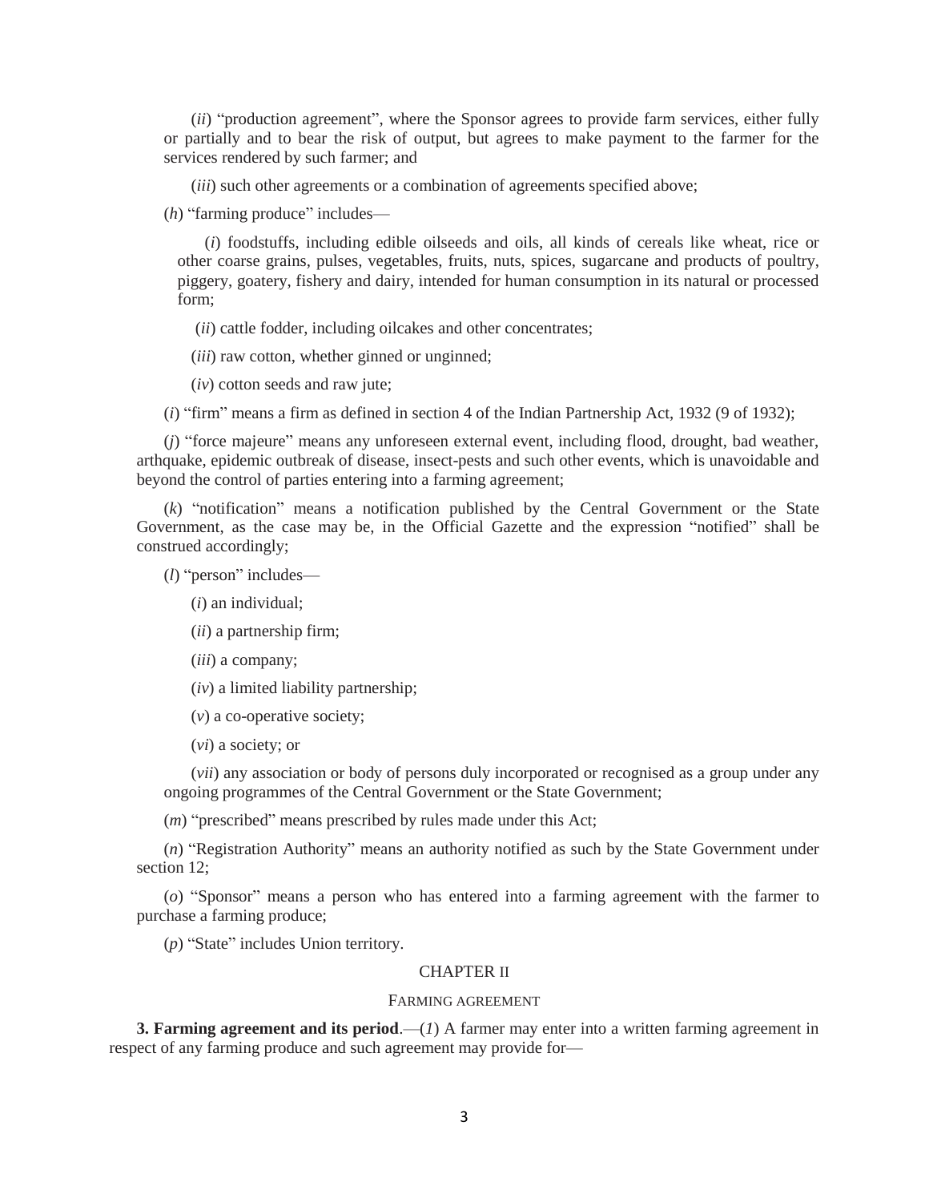(*ii*) "production agreement", where the Sponsor agrees to provide farm services, either fully or partially and to bear the risk of output, but agrees to make payment to the farmer for the services rendered by such farmer; and

(*iii*) such other agreements or a combination of agreements specified above;

(*h*) "farming produce" includes—

(*i*) foodstuffs, including edible oilseeds and oils, all kinds of cereals like wheat, rice or other coarse grains, pulses, vegetables, fruits, nuts, spices, sugarcane and products of poultry, piggery, goatery, fishery and dairy, intended for human consumption in its natural or processed form;

(*ii*) cattle fodder, including oilcakes and other concentrates;

(*iii*) raw cotton, whether ginned or unginned;

(*iv*) cotton seeds and raw jute;

(*i*) "firm" means a firm as defined in section 4 of the Indian Partnership Act, 1932 (9 of 1932);

(*j*) "force majeure" means any unforeseen external event, including flood, drought, bad weather, arthquake, epidemic outbreak of disease, insect-pests and such other events, which is unavoidable and beyond the control of parties entering into a farming agreement;

(*k*) "notification" means a notification published by the Central Government or the State Government, as the case may be, in the Official Gazette and the expression "notified" shall be construed accordingly;

(*l*) "person" includes—

(*i*) an individual;

(*ii*) a partnership firm;

(*iii*) a company;

(*iv*) a limited liability partnership;

(*v*) a co-operative society;

(*vi*) a society; or

(*vii*) any association or body of persons duly incorporated or recognised as a group under any ongoing programmes of the Central Government or the State Government;

(*m*) "prescribed" means prescribed by rules made under this Act;

(*n*) "Registration Authority" means an authority notified as such by the State Government under section 12;

(*o*) "Sponsor" means a person who has entered into a farming agreement with the farmer to purchase a farming produce;

(*p*) "State" includes Union territory.

## CHAPTER II

### FARMING AGREEMENT

**3. Farming agreement and its period**.—(*1*) A farmer may enter into a written farming agreement in respect of any farming produce and such agreement may provide for—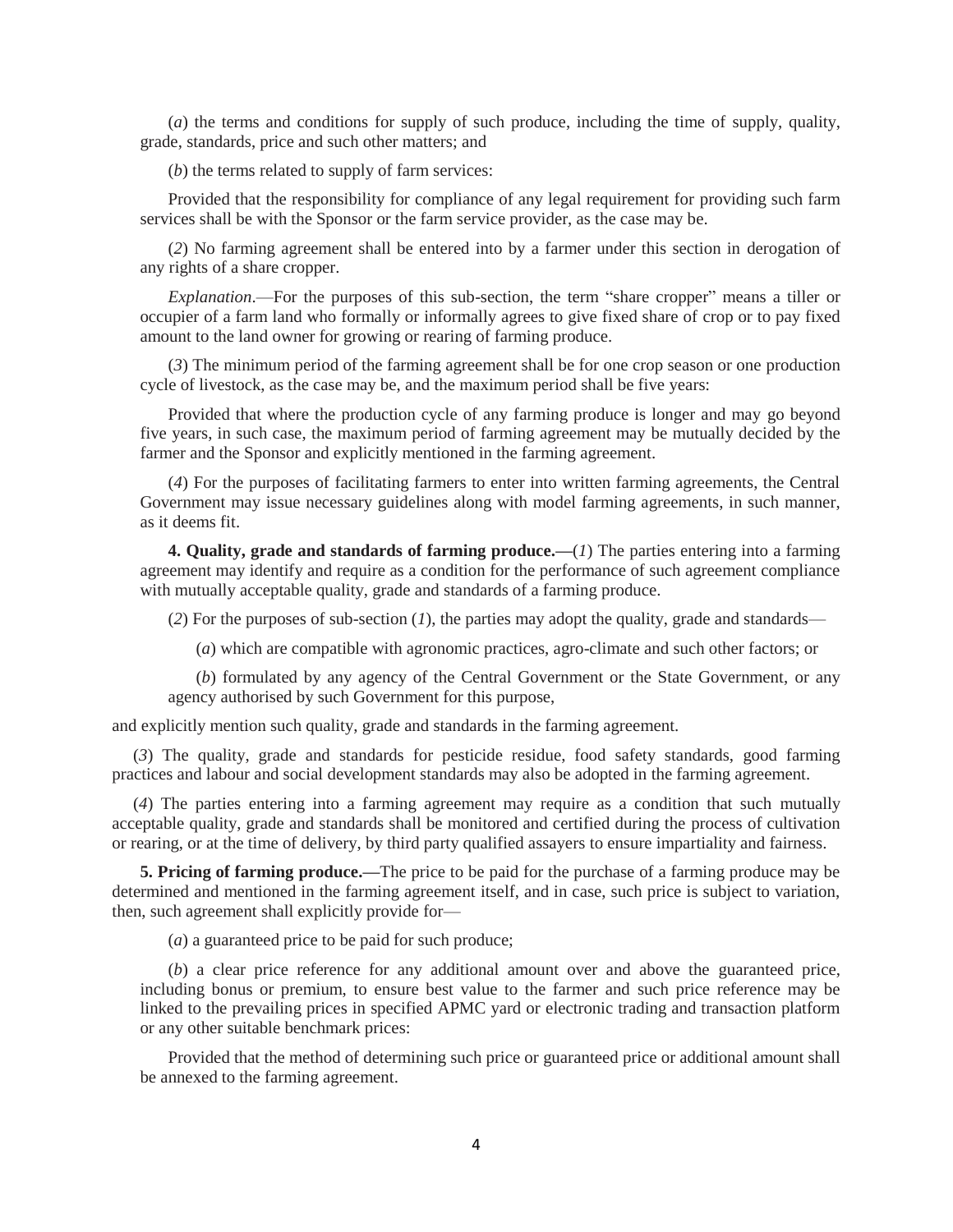(*a*) the terms and conditions for supply of such produce, including the time of supply, quality, grade, standards, price and such other matters; and

(*b*) the terms related to supply of farm services:

Provided that the responsibility for compliance of any legal requirement for providing such farm services shall be with the Sponsor or the farm service provider, as the case may be.

(*2*) No farming agreement shall be entered into by a farmer under this section in derogation of any rights of a share cropper.

*Explanation*.—For the purposes of this sub-section, the term "share cropper" means a tiller or occupier of a farm land who formally or informally agrees to give fixed share of crop or to pay fixed amount to the land owner for growing or rearing of farming produce.

(*3*) The minimum period of the farming agreement shall be for one crop season or one production cycle of livestock, as the case may be, and the maximum period shall be five years:

Provided that where the production cycle of any farming produce is longer and may go beyond five years, in such case, the maximum period of farming agreement may be mutually decided by the farmer and the Sponsor and explicitly mentioned in the farming agreement.

(*4*) For the purposes of facilitating farmers to enter into written farming agreements, the Central Government may issue necessary guidelines along with model farming agreements, in such manner, as it deems fit.

**4. Quality, grade and standards of farming produce.—**(*1*) The parties entering into a farming agreement may identify and require as a condition for the performance of such agreement compliance with mutually acceptable quality, grade and standards of a farming produce.

(*2*) For the purposes of sub-section (*1*), the parties may adopt the quality, grade and standards—

(*a*) which are compatible with agronomic practices, agro-climate and such other factors; or

(*b*) formulated by any agency of the Central Government or the State Government, or any agency authorised by such Government for this purpose,

and explicitly mention such quality, grade and standards in the farming agreement.

(*3*) The quality, grade and standards for pesticide residue, food safety standards, good farming practices and labour and social development standards may also be adopted in the farming agreement.

(*4*) The parties entering into a farming agreement may require as a condition that such mutually acceptable quality, grade and standards shall be monitored and certified during the process of cultivation or rearing, or at the time of delivery, by third party qualified assayers to ensure impartiality and fairness.

**5. Pricing of farming produce.—**The price to be paid for the purchase of a farming produce may be determined and mentioned in the farming agreement itself, and in case, such price is subject to variation, then, such agreement shall explicitly provide for—

(*a*) a guaranteed price to be paid for such produce;

(*b*) a clear price reference for any additional amount over and above the guaranteed price, including bonus or premium, to ensure best value to the farmer and such price reference may be linked to the prevailing prices in specified APMC yard or electronic trading and transaction platform or any other suitable benchmark prices:

Provided that the method of determining such price or guaranteed price or additional amount shall be annexed to the farming agreement.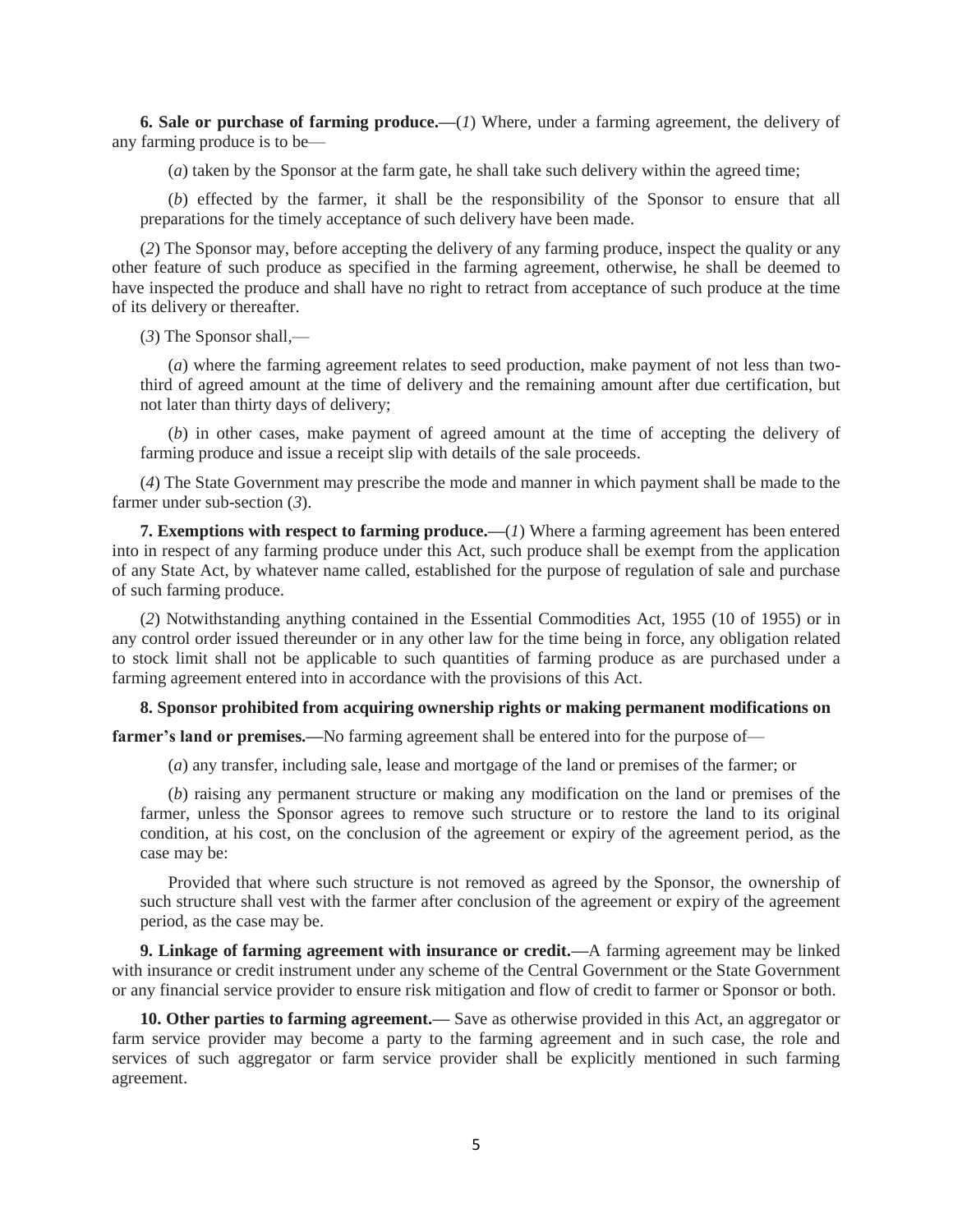**6. Sale or purchase of farming produce.**—(*1*) Where, under a farming agreement, the delivery of any farming produce is to be—

(*a*) taken by the Sponsor at the farm gate, he shall take such delivery within the agreed time;

(*b*) effected by the farmer, it shall be the responsibility of the Sponsor to ensure that all preparations for the timely acceptance of such delivery have been made.

(*2*) The Sponsor may, before accepting the delivery of any farming produce, inspect the quality or any other feature of such produce as specified in the farming agreement, otherwise, he shall be deemed to have inspected the produce and shall have no right to retract from acceptance of such produce at the time of its delivery or thereafter.

(*3*) The Sponsor shall,—

(*a*) where the farming agreement relates to seed production, make payment of not less than two-third of agreed amount at the time of delivery and the remaining amount after due certification, but not later than thirty days of delivery;

(*b*) in other cases, make payment of agreed amount at the time of accepting the delivery of farming produce and issue a receipt slip with details of the sale proceeds.

(*4*) The State Government may prescribe the mode and manner in which payment shall be made to the farmer under sub-section (*3*).

**7. Exemptions with respect to farming produce.**—(*1*) Where a farming agreement has been entered into in respect of any farming produce under this Act, such produce shall be exempt from the application of any State Act, by whatever name called, established for the purpose of regulation of sale and purchase of such farming produce.

(*2*) Notwithstanding anything contained in the Essential Commodities Act, 1955 (10 of 1955) or in any control order issued thereunder or in any other law for the time being in force, any obligation related to stock limit shall not be applicable to such quantities of farming produce as are purchased under a farming agreement entered into in accordance with the provisions of this Act.

**8. Sponsor prohibited from acquiring ownership rights or making permanent modifications on farmer's land or premises.**—No farming agreement shall be entered into for the purpose of—

(*a*) any transfer, including sale, lease and mortgage of the land or premises of the farmer; or

(*b*) raising any permanent structure or making any modification on the land or premises of the farmer, unless the Sponsor agrees to remove such structure or to restore the land to its original condition, at his cost, on the conclusion of the agreement or expiry of the agreement period, as the case may be:

Provided that where such structure is not removed as agreed by the Sponsor, the ownership of such structure shall vest with the farmer after conclusion of the agreement or expiry of the agreement period, as the case may be.

**9. Linkage of farming agreement with insurance or credit.**—A farming agreement may be linked with insurance or credit instrument under any scheme of the Central Government or the State Government or any financial service provider to ensure risk mitigation and flow of credit to farmer or Sponsor or both.

**10. Other parties to farming agreement.**— Save as otherwise provided in this Act, an aggregator or farm service provider may become a party to the farming agreement and in such case, the role and services of such aggregator or farm service provider shall be explicitly mentioned in such farming agreement.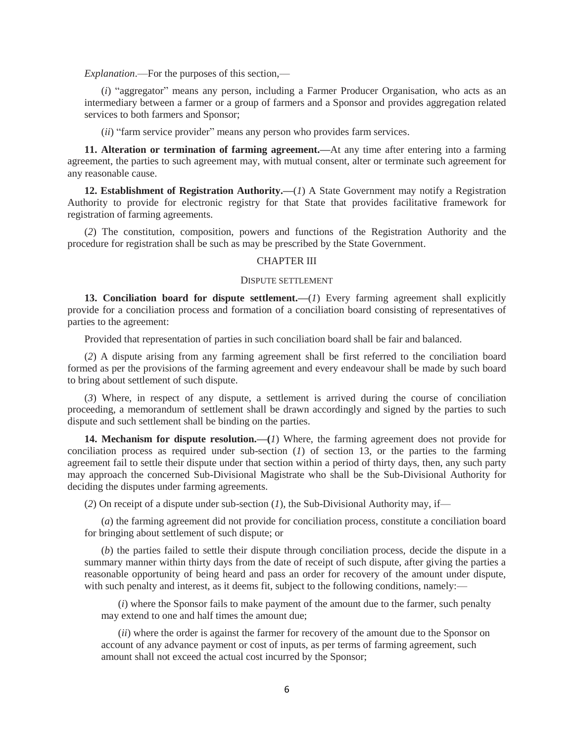*Explanation*.—For the purposes of this section,—

(*i*) "aggregator" means any person, including a Farmer Producer Organisation, who acts as an intermediary between a farmer or a group of farmers and a Sponsor and provides aggregation related services to both farmers and Sponsor;

(*ii*) "farm service provider" means any person who provides farm services.

**11. Alteration or termination of farming agreement.—**At any time after entering into a farming agreement, the parties to such agreement may, with mutual consent, alter or terminate such agreement for any reasonable cause.

**12. Establishment of Registration Authority.—**(*1*) A State Government may notify a Registration Authority to provide for electronic registry for that State that provides facilitative framework for registration of farming agreements.

(*2*) The constitution, composition, powers and functions of the Registration Authority and the procedure for registration shall be such as may be prescribed by the State Government.

## CHAPTER III

### DISPUTE SETTLEMENT

**13. Conciliation board for dispute settlement.—**(*1*) Every farming agreement shall explicitly provide for a conciliation process and formation of a conciliation board consisting of representatives of parties to the agreement:

Provided that representation of parties in such conciliation board shall be fair and balanced.

(*2*) A dispute arising from any farming agreement shall be first referred to the conciliation board formed as per the provisions of the farming agreement and every endeavour shall be made by such board to bring about settlement of such dispute.

(*3*) Where, in respect of any dispute, a settlement is arrived during the course of conciliation proceeding, a memorandum of settlement shall be drawn accordingly and signed by the parties to such dispute and such settlement shall be binding on the parties.

**14. Mechanism for dispute resolution.—(***1*) Where, the farming agreement does not provide for conciliation process as required under sub-section (*1*) of section 13, or the parties to the farming agreement fail to settle their dispute under that section within a period of thirty days, then, any such party may approach the concerned Sub-Divisional Magistrate who shall be the Sub-Divisional Authority for deciding the disputes under farming agreements.

(*2*) On receipt of a dispute under sub-section (*1*), the Sub-Divisional Authority may, if—

(*a*) the farming agreement did not provide for conciliation process, constitute a conciliation board for bringing about settlement of such dispute; or

(*b*) the parties failed to settle their dispute through conciliation process, decide the dispute in a summary manner within thirty days from the date of receipt of such dispute, after giving the parties a reasonable opportunity of being heard and pass an order for recovery of the amount under dispute, with such penalty and interest, as it deems fit, subject to the following conditions, namely:—

(*i*) where the Sponsor fails to make payment of the amount due to the farmer, such penalty may extend to one and half times the amount due;

(*ii*) where the order is against the farmer for recovery of the amount due to the Sponsor on account of any advance payment or cost of inputs, as per terms of farming agreement, such amount shall not exceed the actual cost incurred by the Sponsor;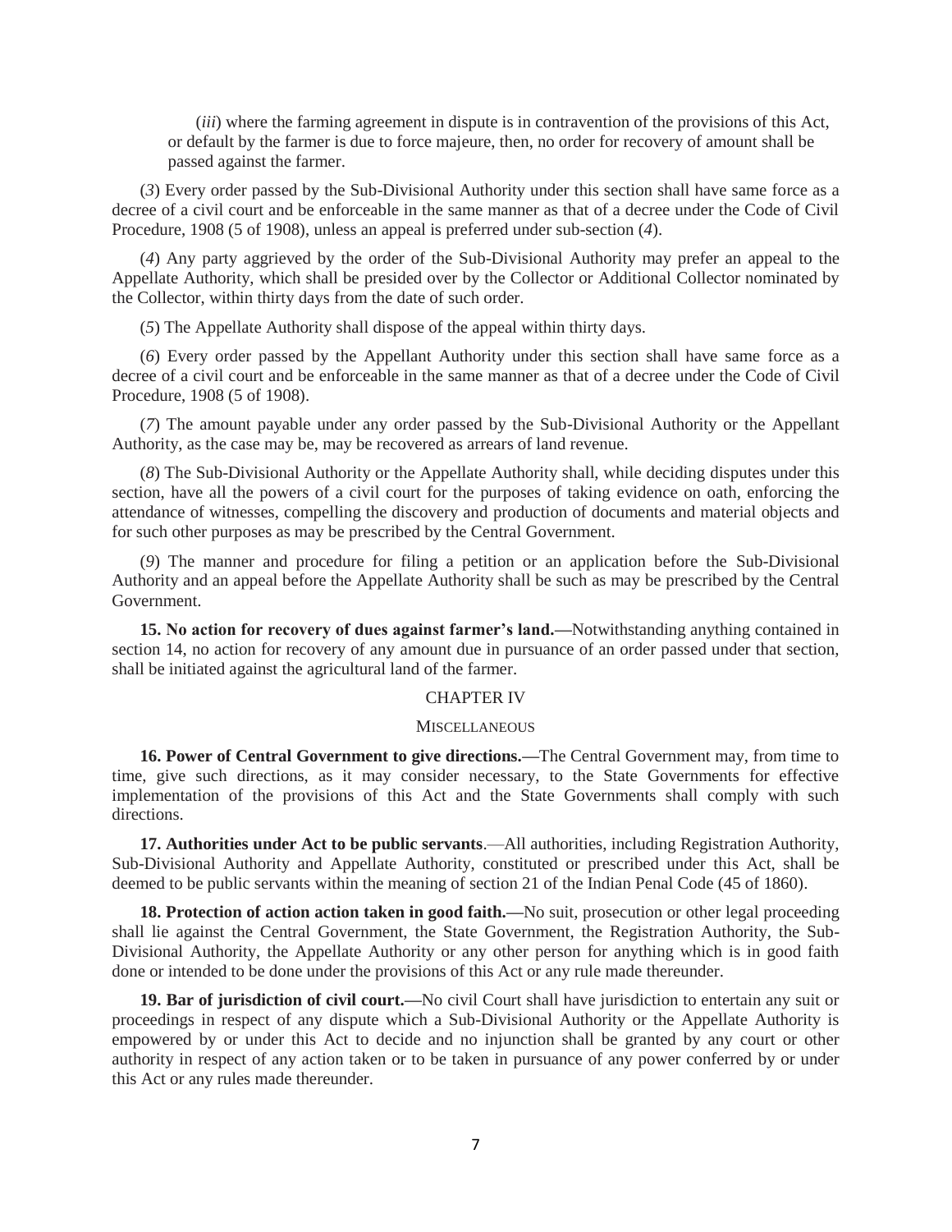(*iii*) where the farming agreement in dispute is in contravention of the provisions of this Act, or default by the farmer is due to force majeure, then, no order for recovery of amount shall be passed against the farmer.

(*3*) Every order passed by the Sub-Divisional Authority under this section shall have same force as a decree of a civil court and be enforceable in the same manner as that of a decree under the Code of Civil Procedure, 1908 (5 of 1908), unless an appeal is preferred under sub-section (*4*).

(*4*) Any party aggrieved by the order of the Sub-Divisional Authority may prefer an appeal to the Appellate Authority, which shall be presided over by the Collector or Additional Collector nominated by the Collector, within thirty days from the date of such order.

(*5*) The Appellate Authority shall dispose of the appeal within thirty days.

(*6*) Every order passed by the Appellant Authority under this section shall have same force as a decree of a civil court and be enforceable in the same manner as that of a decree under the Code of Civil Procedure, 1908 (5 of 1908).

(*7*) The amount payable under any order passed by the Sub-Divisional Authority or the Appellant Authority, as the case may be, may be recovered as arrears of land revenue.

(*8*) The Sub-Divisional Authority or the Appellate Authority shall, while deciding disputes under this section, have all the powers of a civil court for the purposes of taking evidence on oath, enforcing the attendance of witnesses, compelling the discovery and production of documents and material objects and for such other purposes as may be prescribed by the Central Government.

(*9*) The manner and procedure for filing a petition or an application before the Sub-Divisional Authority and an appeal before the Appellate Authority shall be such as may be prescribed by the Central Government.

**15. No action for recovery of dues against farmer's land.—**Notwithstanding anything contained in section 14, no action for recovery of any amount due in pursuance of an order passed under that section, shall be initiated against the agricultural land of the farmer.

## CHAPTER IV

## MISCELLANEOUS

**16. Power of Central Government to give directions.—**The Central Government may, from time to time, give such directions, as it may consider necessary, to the State Governments for effective implementation of the provisions of this Act and the State Governments shall comply with such directions.

**17. Authorities under Act to be public servants**.—All authorities, including Registration Authority, Sub-Divisional Authority and Appellate Authority, constituted or prescribed under this Act, shall be deemed to be public servants within the meaning of section 21 of the Indian Penal Code (45 of 1860).

**18. Protection of action action taken in good faith.—**No suit, prosecution or other legal proceeding shall lie against the Central Government, the State Government, the Registration Authority, the Sub-Divisional Authority, the Appellate Authority or any other person for anything which is in good faith done or intended to be done under the provisions of this Act or any rule made thereunder.

**19. Bar of jurisdiction of civil court.—**No civil Court shall have jurisdiction to entertain any suit or proceedings in respect of any dispute which a Sub-Divisional Authority or the Appellate Authority is empowered by or under this Act to decide and no injunction shall be granted by any court or other authority in respect of any action taken or to be taken in pursuance of any power conferred by or under this Act or any rules made thereunder.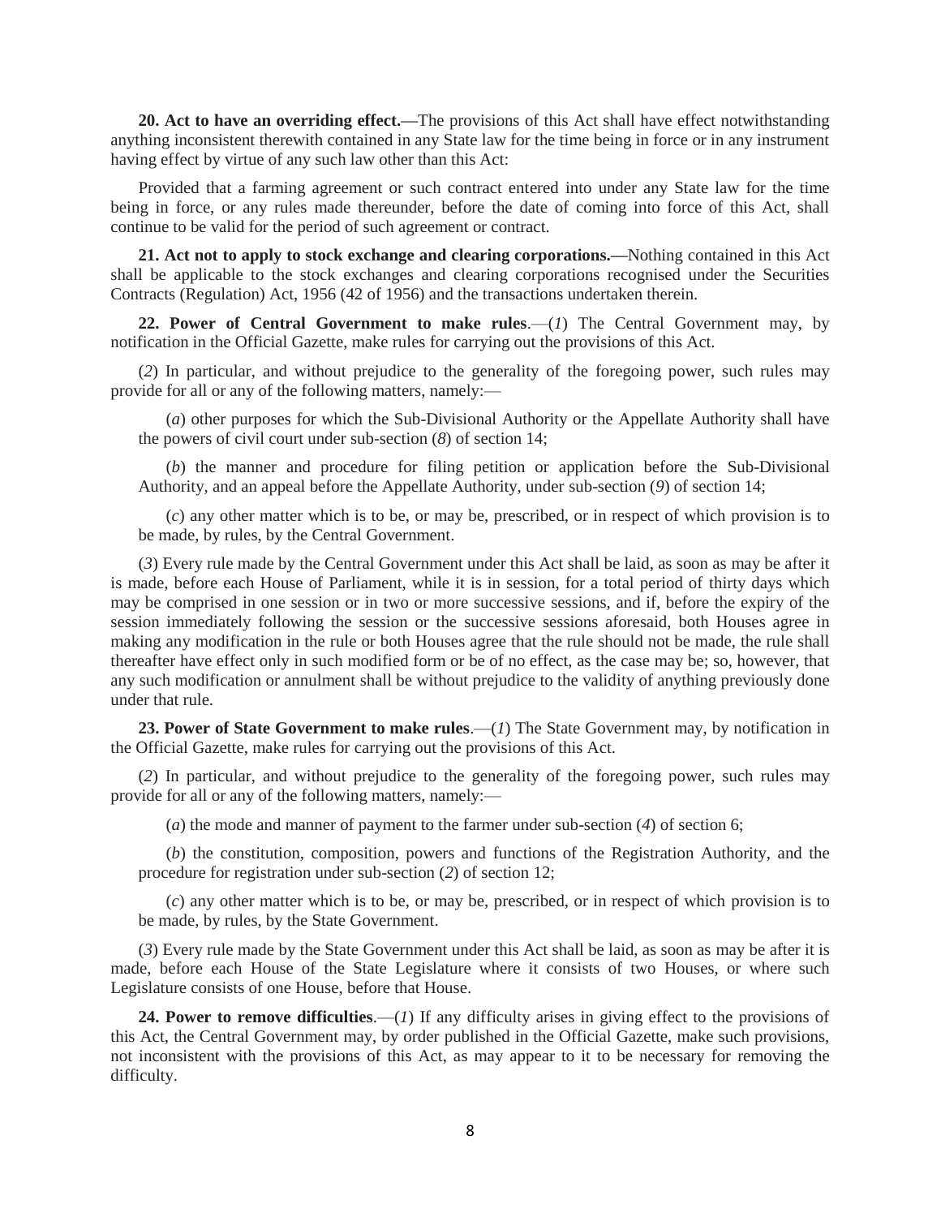**20. Act to have an overriding effect.—**The provisions of this Act shall have effect notwithstanding anything inconsistent therewith contained in any State law for the time being in force or in any instrument having effect by virtue of any such law other than this Act:

Provided that a farming agreement or such contract entered into under any State law for the time being in force, or any rules made thereunder, before the date of coming into force of this Act, shall continue to be valid for the period of such agreement or contract.

**21. Act not to apply to stock exchange and clearing corporations.—**Nothing contained in this Act shall be applicable to the stock exchanges and clearing corporations recognised under the Securities Contracts (Regulation) Act, 1956 (42 of 1956) and the transactions undertaken therein.

**22. Power of Central Government to make rules**.—(*1*) The Central Government may, by notification in the Official Gazette, make rules for carrying out the provisions of this Act.

(*2*) In particular, and without prejudice to the generality of the foregoing power, such rules may provide for all or any of the following matters, namely:—

(*a*) other purposes for which the Sub-Divisional Authority or the Appellate Authority shall have the powers of civil court under sub-section (*8*) of section 14;

(*b*) the manner and procedure for filing petition or application before the Sub-Divisional Authority, and an appeal before the Appellate Authority, under sub-section (*9*) of section 14;

(*c*) any other matter which is to be, or may be, prescribed, or in respect of which provision is to be made, by rules, by the Central Government.

(*3*) Every rule made by the Central Government under this Act shall be laid, as soon as may be after it is made, before each House of Parliament, while it is in session, for a total period of thirty days which may be comprised in one session or in two or more successive sessions, and if, before the expiry of the session immediately following the session or the successive sessions aforesaid, both Houses agree in making any modification in the rule or both Houses agree that the rule should not be made, the rule shall thereafter have effect only in such modified form or be of no effect, as the case may be; so, however, that any such modification or annulment shall be without prejudice to the validity of anything previously done under that rule.

**23. Power of State Government to make rules**.—(*1*) The State Government may, by notification in the Official Gazette, make rules for carrying out the provisions of this Act.

(*2*) In particular, and without prejudice to the generality of the foregoing power, such rules may provide for all or any of the following matters, namely:—

(*a*) the mode and manner of payment to the farmer under sub-section (*4*) of section 6;

(*b*) the constitution, composition, powers and functions of the Registration Authority, and the procedure for registration under sub-section (*2*) of section 12;

(*c*) any other matter which is to be, or may be, prescribed, or in respect of which provision is to be made, by rules, by the State Government.

(*3*) Every rule made by the State Government under this Act shall be laid, as soon as may be after it is made, before each House of the State Legislature where it consists of two Houses, or where such Legislature consists of one House, before that House.

**24. Power to remove difficulties**.—(*1*) If any difficulty arises in giving effect to the provisions of this Act, the Central Government may, by order published in the Official Gazette, make such provisions, not inconsistent with the provisions of this Act, as may appear to it to be necessary for removing the difficulty.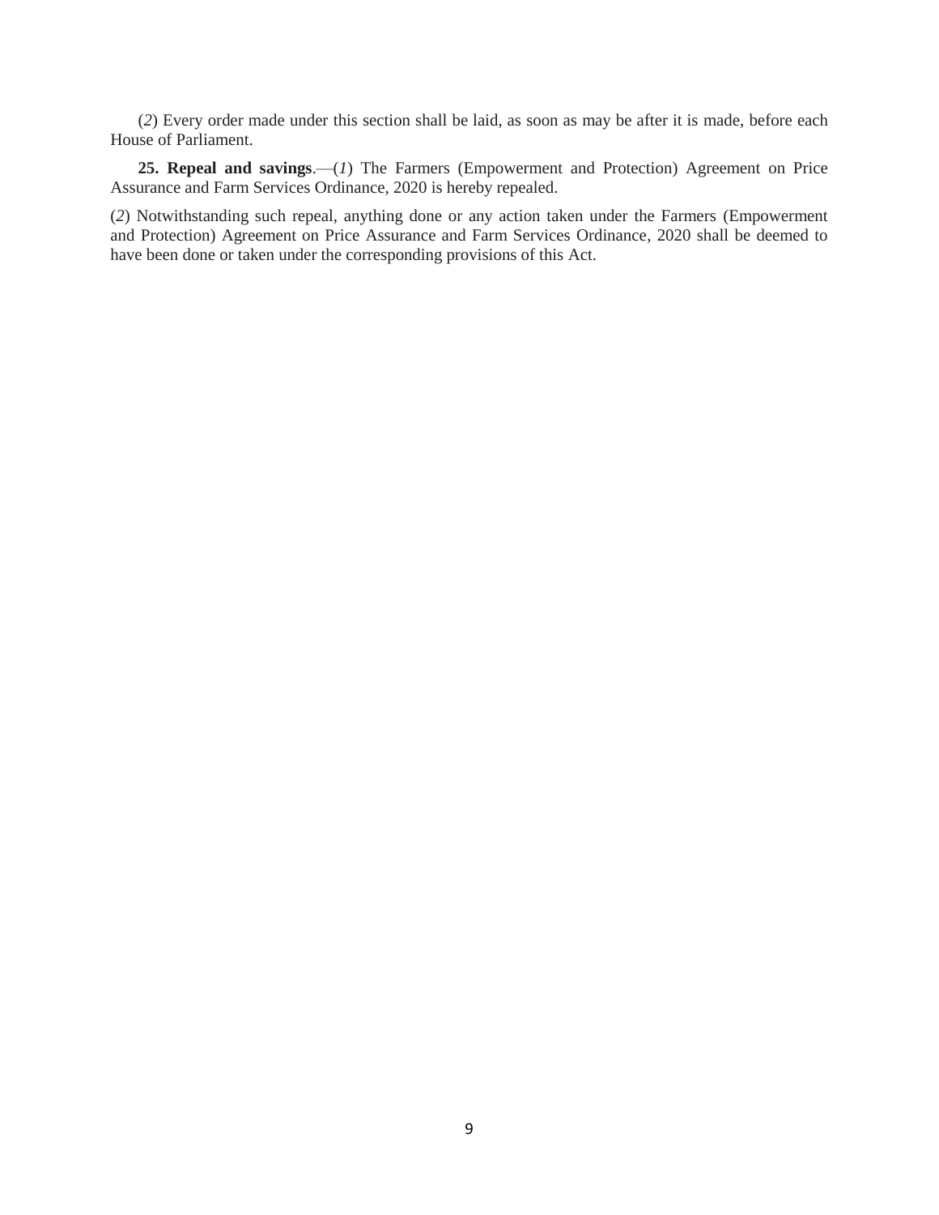(*2*) Every order made under this section shall be laid, as soon as may be after it is made, before each House of Parliament.

**25. Repeal and savings**.—(*1*) The Farmers (Empowerment and Protection) Agreement on Price Assurance and Farm Services Ordinance, 2020 is hereby repealed.

(*2*) Notwithstanding such repeal, anything done or any action taken under the Farmers (Empowerment and Protection) Agreement on Price Assurance and Farm Services Ordinance, 2020 shall be deemed to have been done or taken under the corresponding provisions of this Act.